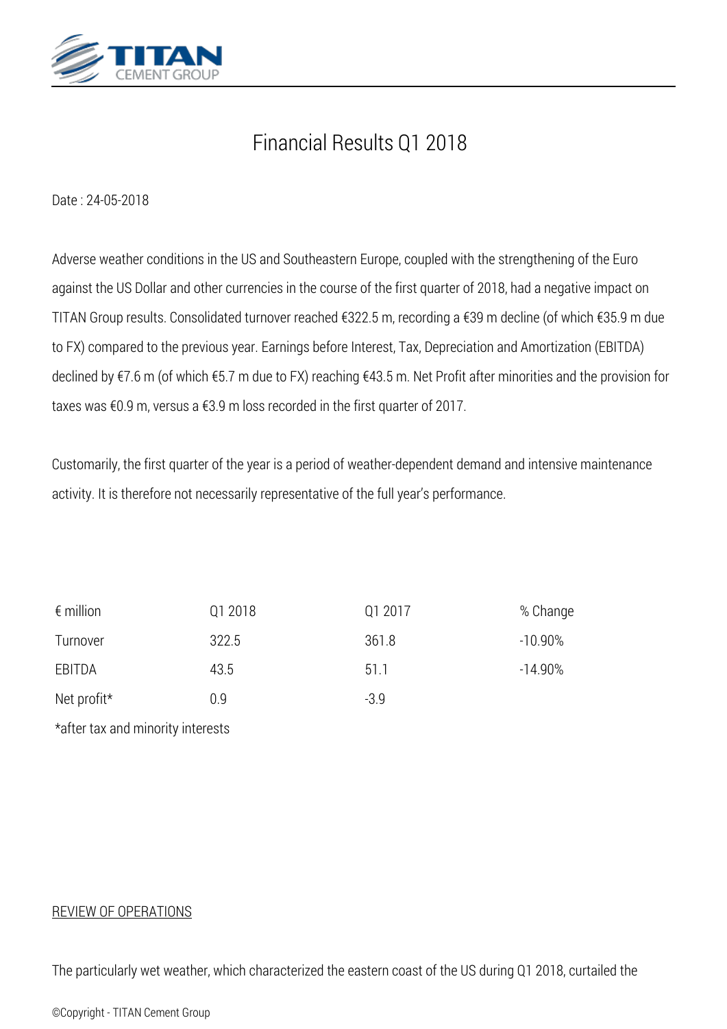# Financial Results Q1 2018

Date : 24-05-2018

Adverse weather conditions in the US and Southeastern Europe, coupled with the strengthening of the Euro against the US Dollar and other currencies in the course of the first quarter of 2018, had a negative impact on TITAN Group results. Consolidated turnover reached €322.5 m, recording a €39 m decline (of which €35.9 m due to FX) compared to the previous year. Earnings before Interest, Tax, Depreciation and Amortization (EBITDA) declined by €7.6 m (of which €5.7 m due to FX) reaching €43.5 m. Net Profit after minorities and the provision for taxes was €0.9 m, versus a €3.9 m loss recorded in the first quarter of 2017.

Customarily, the first quarter of the year is a period of weather-dependent demand and intensive maintenance activity. It is therefore not necessarily representative of the full year's performance.

| € million | Q1 2018 | Q1 2017 | % Change |
|---|---|---|---|
| Turnover | 322.5 | 361.8 | -10.90% |
| EBITDA | 43.5 | 51.1 | -14.90% |
| Net profit* | 0.9 | -3.9 | |

*after tax and minority interests

## REVIEW OF OPERATIONS

The particularly wet weather, which characterized the eastern coast of the US during Q1 2018, curtailed the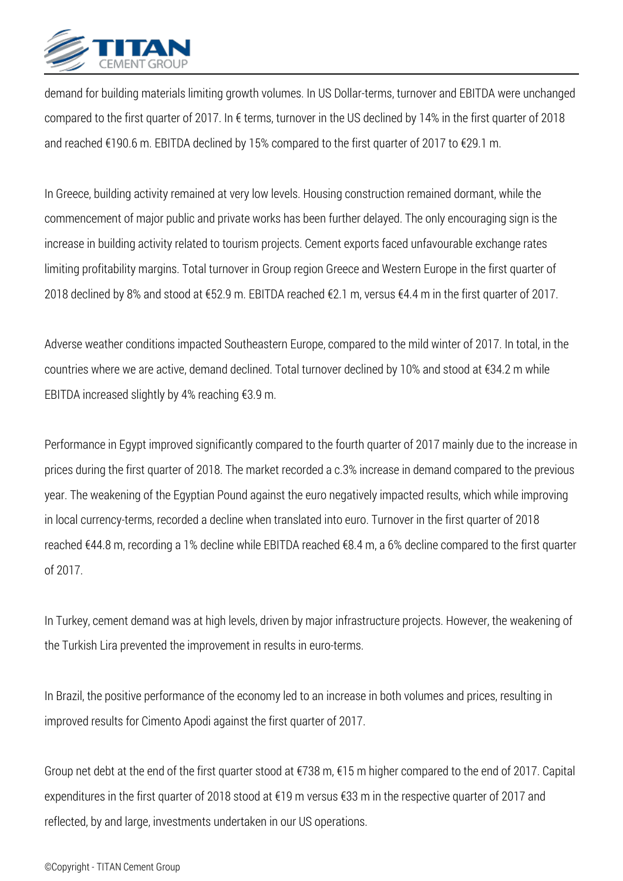demand for building materials limiting growth volumes. In US Dollar-terms, turnover and EBITDA were unchanged compared to the first quarter of 2017. In € terms, turnover in the US declined by 14% in the first quarter of 2018 and reached €190.6 m. EBITDA declined by 15% compared to the first quarter of 2017 to €29.1 m.

In Greece, building activity remained at very low levels. Housing construction remained dormant, while the commencement of major public and private works has been further delayed. The only encouraging sign is the increase in building activity related to tourism projects. Cement exports faced unfavourable exchange rates limiting profitability margins. Total turnover in Group region Greece and Western Europe in the first quarter of 2018 declined by 8% and stood at €52.9 m. EBITDA reached €2.1 m, versus €4.4 m in the first quarter of 2017.

Adverse weather conditions impacted Southeastern Europe, compared to the mild winter of 2017. In total, in the countries where we are active, demand declined. Total turnover declined by 10% and stood at €34.2 m while EBITDA increased slightly by 4% reaching €3.9 m.

Performance in Egypt improved significantly compared to the fourth quarter of 2017 mainly due to the increase in prices during the first quarter of 2018. The market recorded a c.3% increase in demand compared to the previous year. The weakening of the Egyptian Pound against the euro negatively impacted results, which while improving in local currency-terms, recorded a decline when translated into euro. Turnover in the first quarter of 2018 reached €44.8 m, recording a 1% decline while EBITDA reached €8.4 m, a 6% decline compared to the first quarter of 2017.

In Turkey, cement demand was at high levels, driven by major infrastructure projects. However, the weakening of the Turkish Lira prevented the improvement in results in euro-terms.

In Brazil, the positive performance of the economy led to an increase in both volumes and prices, resulting in improved results for Cimento Apodi against the first quarter of 2017.

Group net debt at the end of the first quarter stood at €738 m, €15 m higher compared to the end of 2017. Capital expenditures in the first quarter of 2018 stood at €19 m versus €33 m in the respective quarter of 2017 and reflected, by and large, investments undertaken in our US operations.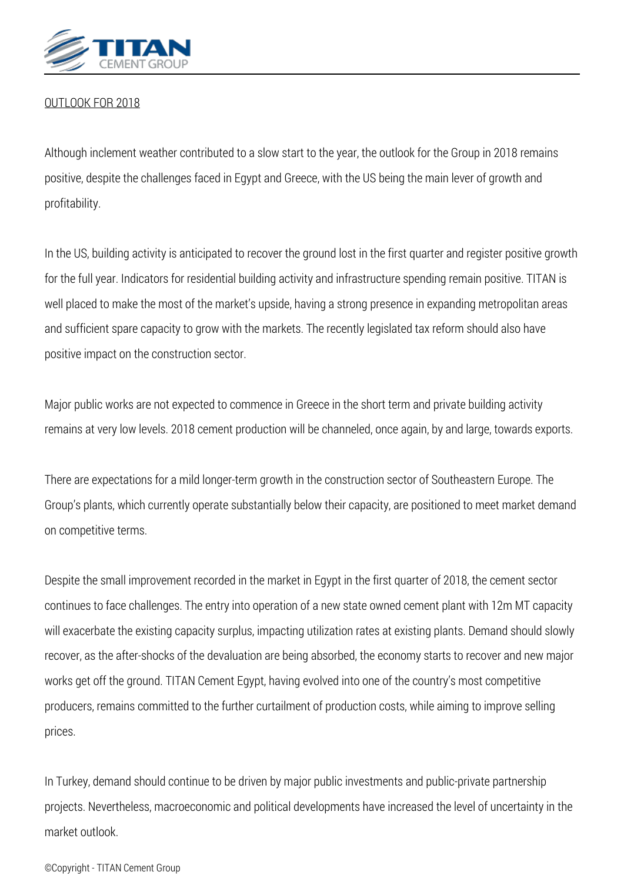## OUTLOOK FOR 2018

Although inclement weather contributed to a slow start to the year, the outlook for the Group in 2018 remains positive, despite the challenges faced in Egypt and Greece, with the US being the main lever of growth and profitability.

In the US, building activity is anticipated to recover the ground lost in the first quarter and register positive growth for the full year. Indicators for residential building activity and infrastructure spending remain positive. TITAN is well placed to make the most of the market's upside, having a strong presence in expanding metropolitan areas and sufficient spare capacity to grow with the markets. The recently legislated tax reform should also have positive impact on the construction sector.

Major public works are not expected to commence in Greece in the short term and private building activity remains at very low levels. 2018 cement production will be channeled, once again, by and large, towards exports.

There are expectations for a mild longer-term growth in the construction sector of Southeastern Europe. The Group's plants, which currently operate substantially below their capacity, are positioned to meet market demand on competitive terms.

Despite the small improvement recorded in the market in Egypt in the first quarter of 2018, the cement sector continues to face challenges. The entry into operation of a new state owned cement plant with 12m MT capacity will exacerbate the existing capacity surplus, impacting utilization rates at existing plants. Demand should slowly recover, as the after-shocks of the devaluation are being absorbed, the economy starts to recover and new major works get off the ground. TITAN Cement Egypt, having evolved into one of the country's most competitive producers, remains committed to the further curtailment of production costs, while aiming to improve selling prices.

In Turkey, demand should continue to be driven by major public investments and public-private partnership projects. Nevertheless, macroeconomic and political developments have increased the level of uncertainty in the market outlook.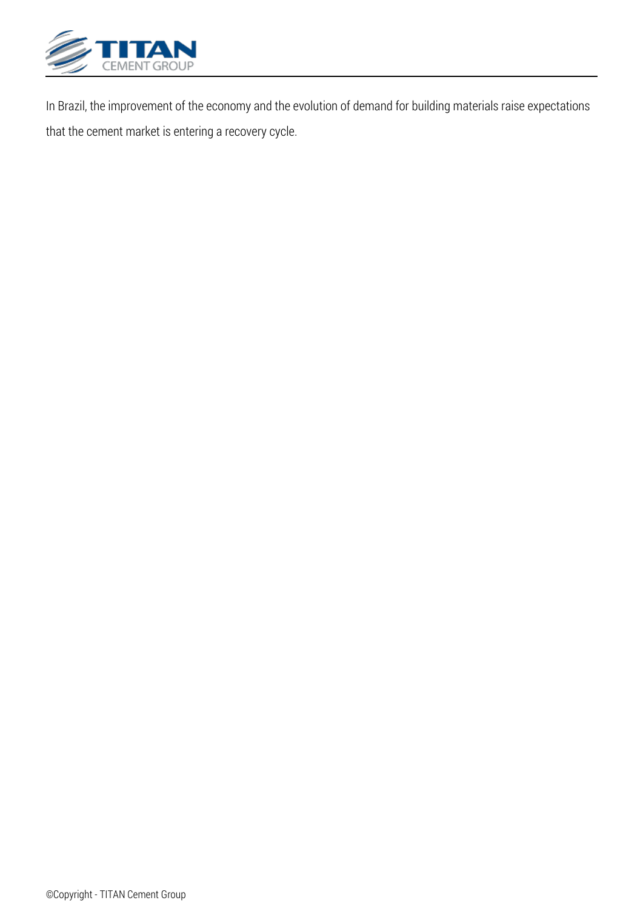In Brazil, the improvement of the economy and the evolution of demand for building materials raise expectations that the cement market is entering a recovery cycle.